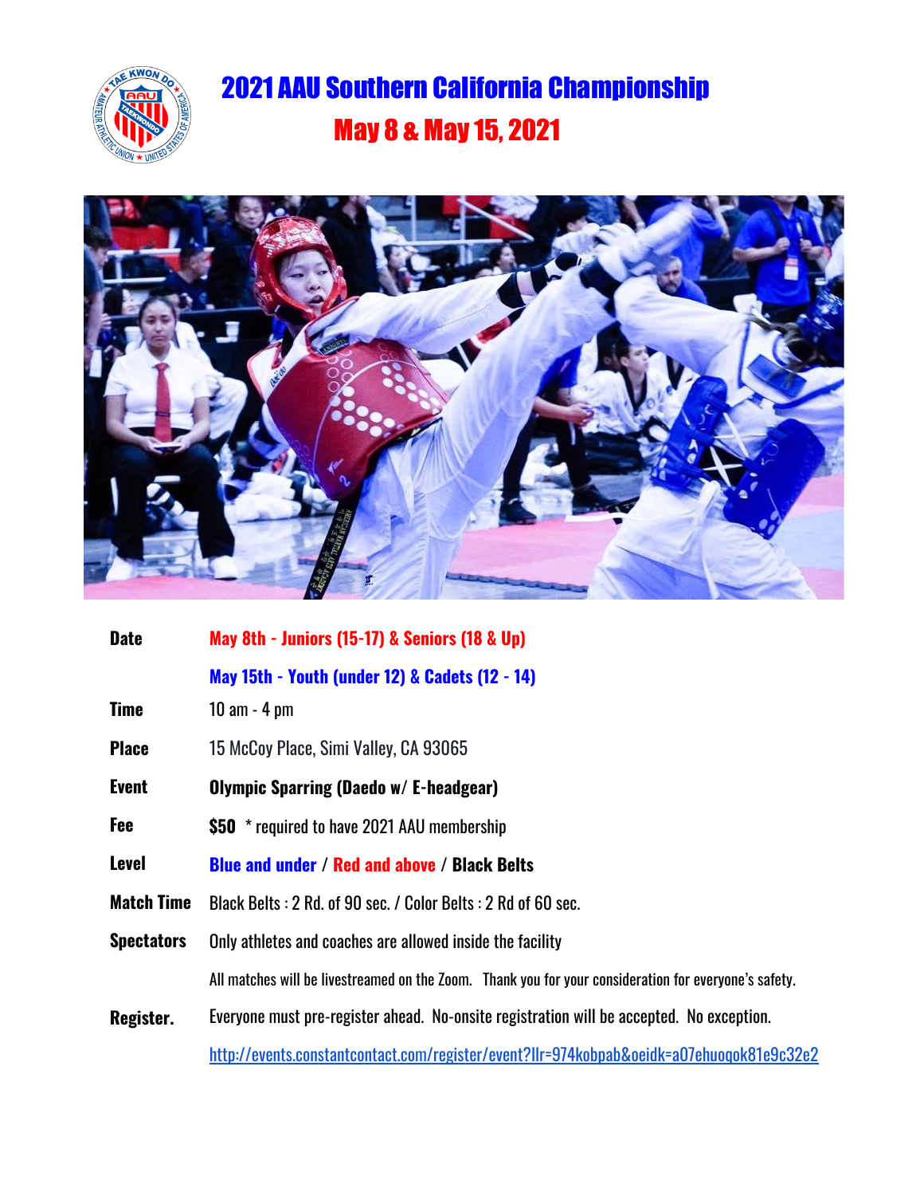# 2021 AAU Southern California Championship

## May 8 & May 15, 2021

| | |
|---|---|
| **Date** | **May 8th - Juniors (15-17) & Seniors (18 & Up)** |
| | **May 15th - Youth (under 12) & Cadets (12 - 14)** |
| **Time** | 10 am - 4 pm |
| **Place** | 15 McCoy Place, Simi Valley, CA 93065 |
| **Event** | **Olympic Sparring (Daedo w/ E-headgear)** |
| **Fee** | **$50** * required to have 2021 AAU membership |
| **Level** | **Blue and under** / **Red and above** / **Black Belts** |
| **Match Time** | Black Belts : 2 Rd. of 90 sec. / Color Belts : 2 Rd of 60 sec. |
| **Spectators** | Only athletes and coaches are allowed inside the facility |
| | All matches will be livestreamed on the Zoom. Thank you for your consideration for everyone's safety. |
| **Register.** | Everyone must pre-register ahead. No-onsite registration will be accepted. No exception. |
| | http://events.constantcontact.com/register/event?llr=974kobpab&oeidk=a07ehuoqok81e9c32e2 |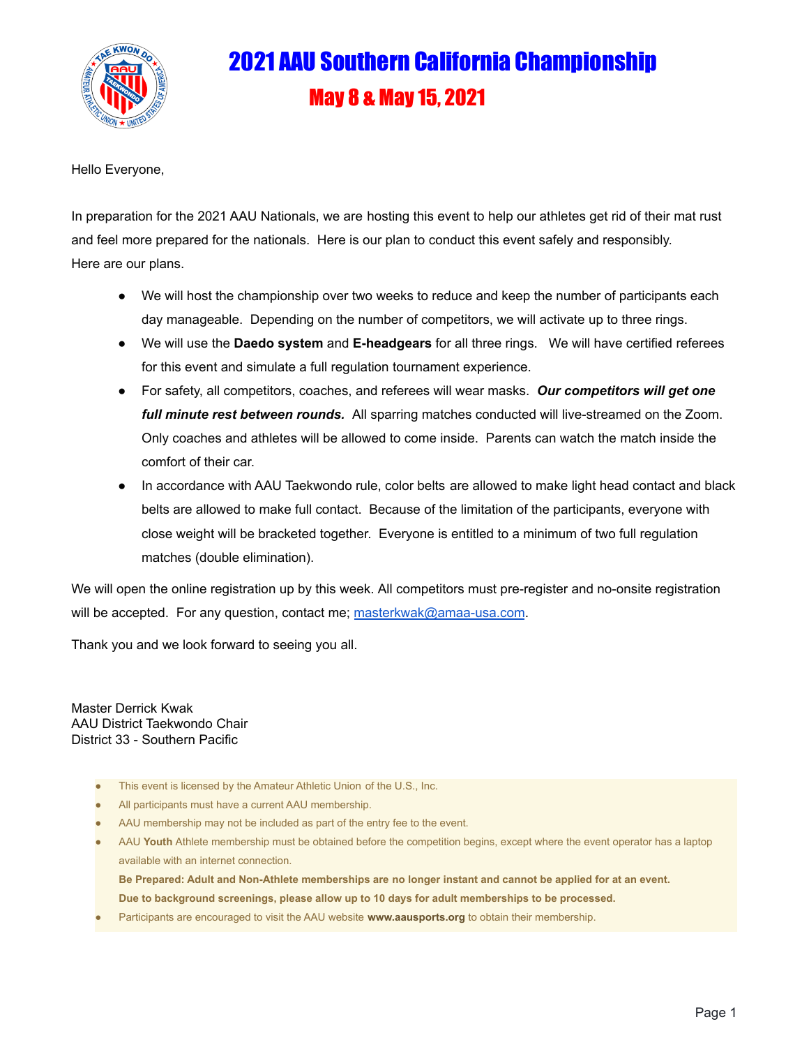# 2021 AAU Southern California Championship

## May 8 & May 15, 2021

Hello Everyone,

In preparation for the 2021 AAU Nationals, we are hosting this event to help our athletes get rid of their mat rust and feel more prepared for the nationals. Here is our plan to conduct this event safely and responsibly. Here are our plans.

- We will host the championship over two weeks to reduce and keep the number of participants each day manageable. Depending on the number of competitors, we will activate up to three rings.
- We will use the **Daedo system** and **E-headgears** for all three rings. We will have certified referees for this event and simulate a full regulation tournament experience.
- For safety, all competitors, coaches, and referees will wear masks. ***Our competitors will get one full minute rest between rounds.*** All sparring matches conducted will live-streamed on the Zoom. Only coaches and athletes will be allowed to come inside. Parents can watch the match inside the comfort of their car.
- In accordance with AAU Taekwondo rule, color belts are allowed to make light head contact and black belts are allowed to make full contact. Because of the limitation of the participants, everyone with close weight will be bracketed together. Everyone is entitled to a minimum of two full regulation matches (double elimination).

We will open the online registration up by this week. All competitors must pre-register and no-onsite registration will be accepted. For any question, contact me; masterkwak@amaa-usa.com.

Thank you and we look forward to seeing you all.

Master Derrick Kwak
AAU District Taekwondo Chair
District 33 - Southern Pacific

- This event is licensed by the Amateur Athletic Union of the U.S., Inc.
- All participants must have a current AAU membership.
- AAU membership may not be included as part of the entry fee to the event.
- AAU **Youth** Athlete membership must be obtained before the competition begins, except where the event operator has a laptop available with an internet connection.
  **Be Prepared: Adult and Non-Athlete memberships are no longer instant and cannot be applied for at an event.**
  **Due to background screenings, please allow up to 10 days for adult memberships to be processed.**
- Participants are encouraged to visit the AAU website **www.aausports.org** to obtain their membership.